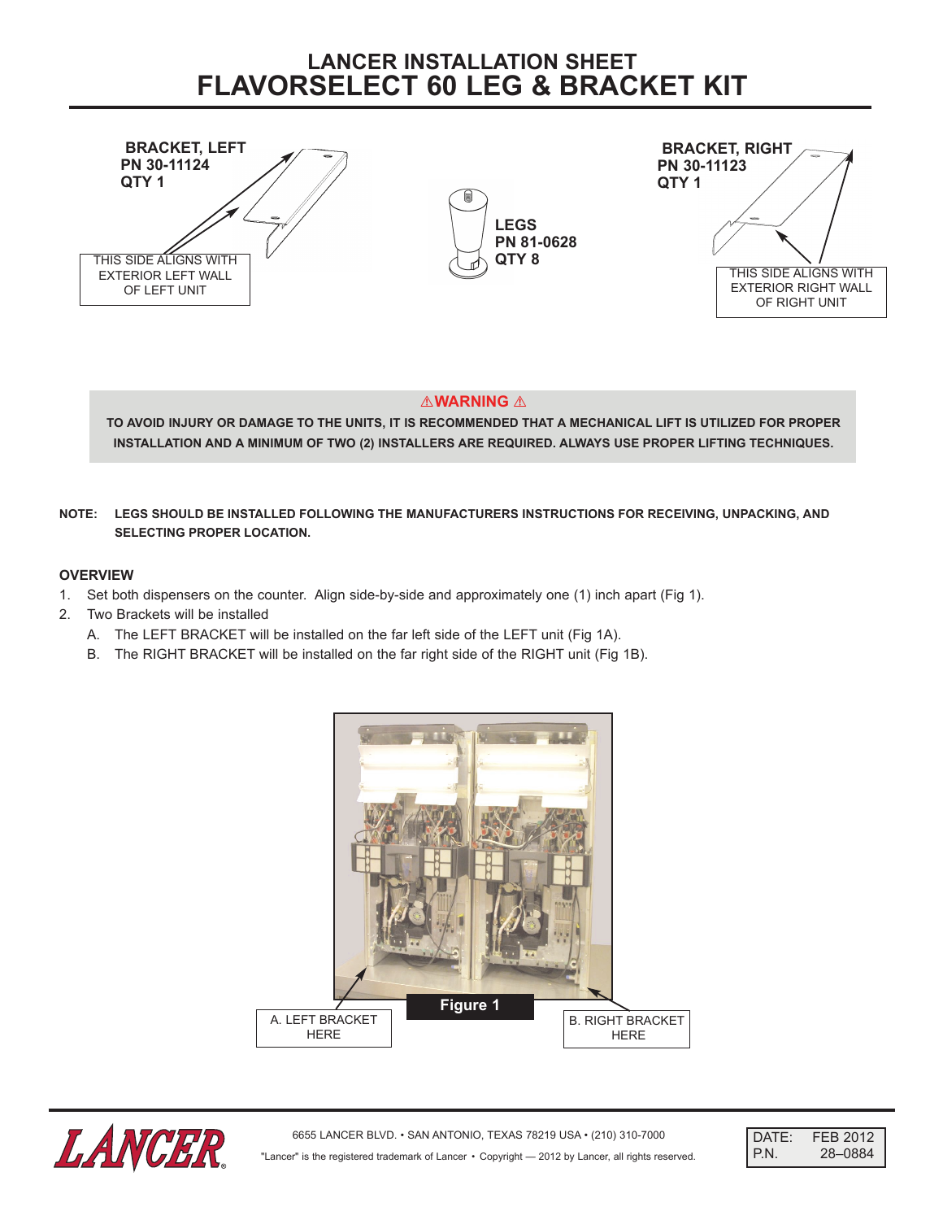# LANCER INSTALLATION SHEET
# FLAVORSELECT 60 LEG & BRACKET KIT

**BRACKET, LEFT**
**PN 30-11124**
**QTY 1**

THIS SIDE ALIGNS WITH EXTERIOR LEFT WALL OF LEFT UNIT

**LEGS**
**PN 81-0628**
**QTY 8**

**BRACKET, RIGHT**
**PN 30-11123**
**QTY 1**

THIS SIDE ALIGNS WITH EXTERIOR RIGHT WALL OF RIGHT UNIT

> **⚠WARNING ⚠**
>
> **TO AVOID INJURY OR DAMAGE TO THE UNITS, IT IS RECOMMENDED THAT A MECHANICAL LIFT IS UTILIZED FOR PROPER INSTALLATION AND A MINIMUM OF TWO (2) INSTALLERS ARE REQUIRED. ALWAYS USE PROPER LIFTING TECHNIQUES.**

**NOTE: LEGS SHOULD BE INSTALLED FOLLOWING THE MANUFACTURERS INSTRUCTIONS FOR RECEIVING, UNPACKING, AND SELECTING PROPER LOCATION.**

### OVERVIEW

1. Set both dispensers on the counter. Align side-by-side and approximately one (1) inch apart (Fig 1).
2. Two Brackets will be installed
   A. The LEFT BRACKET will be installed on the far left side of the LEFT unit (Fig 1A).
   B. The RIGHT BRACKET will be installed on the far right side of the RIGHT unit (Fig 1B).

A. LEFT BRACKET HERE

B. RIGHT BRACKET HERE

**Figure 1**

6655 LANCER BLVD. • SAN ANTONIO, TEXAS 78219 USA • (210) 310-7000

"Lancer" is the registered trademark of Lancer • Copyright — 2012 by Lancer, all rights reserved.

DATE: FEB 2012
P.N. 28–0884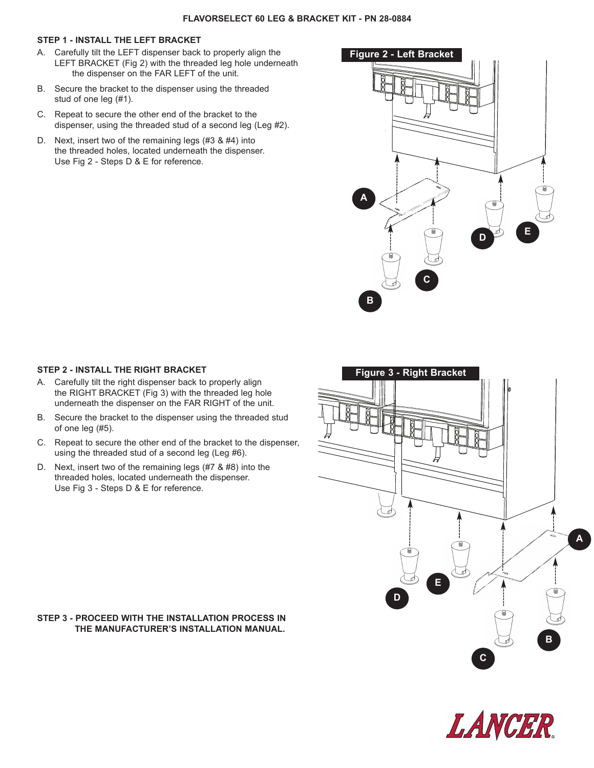FLAVORSELECT 60 LEG & BRACKET KIT - PN 28-0884

### STEP 1 - INSTALL THE LEFT BRACKET

A. Carefully tilt the LEFT dispenser back to properly align the LEFT BRACKET (Fig 2) with the threaded leg hole underneath the dispenser on the FAR LEFT of the unit.

B. Secure the bracket to the dispenser using the threaded stud of one leg (#1).

C. Repeat to secure the other end of the bracket to the dispenser, using the threaded stud of a second leg (Leg #2).

D. Next, insert two of the remaining legs (#3 & #4) into the threaded holes, located underneath the dispenser. Use Fig 2 - Steps D & E for reference.

Figure 2 - Left Bracket

A

B

C

D

E

### STEP 2 - INSTALL THE RIGHT BRACKET

A. Carefully tilt the right dispenser back to properly align the RIGHT BRACKET (Fig 3) with the threaded leg hole underneath the dispenser on the FAR RIGHT of the unit.

B. Secure the bracket to the dispenser using the threaded stud of one leg (#5).

C. Repeat to secure the other end of the bracket to the dispenser, using the threaded stud of a second leg (Leg #6).

D. Next, insert two of the remaining legs (#7 & #8) into the threaded holes, located underneath the dispenser. Use Fig 3 - Steps D & E for reference.

Figure 3 - Right Bracket

A

B

C

D

E

### STEP 3 - PROCEED WITH THE INSTALLATION PROCESS IN THE MANUFACTURER'S INSTALLATION MANUAL.

LANCER®